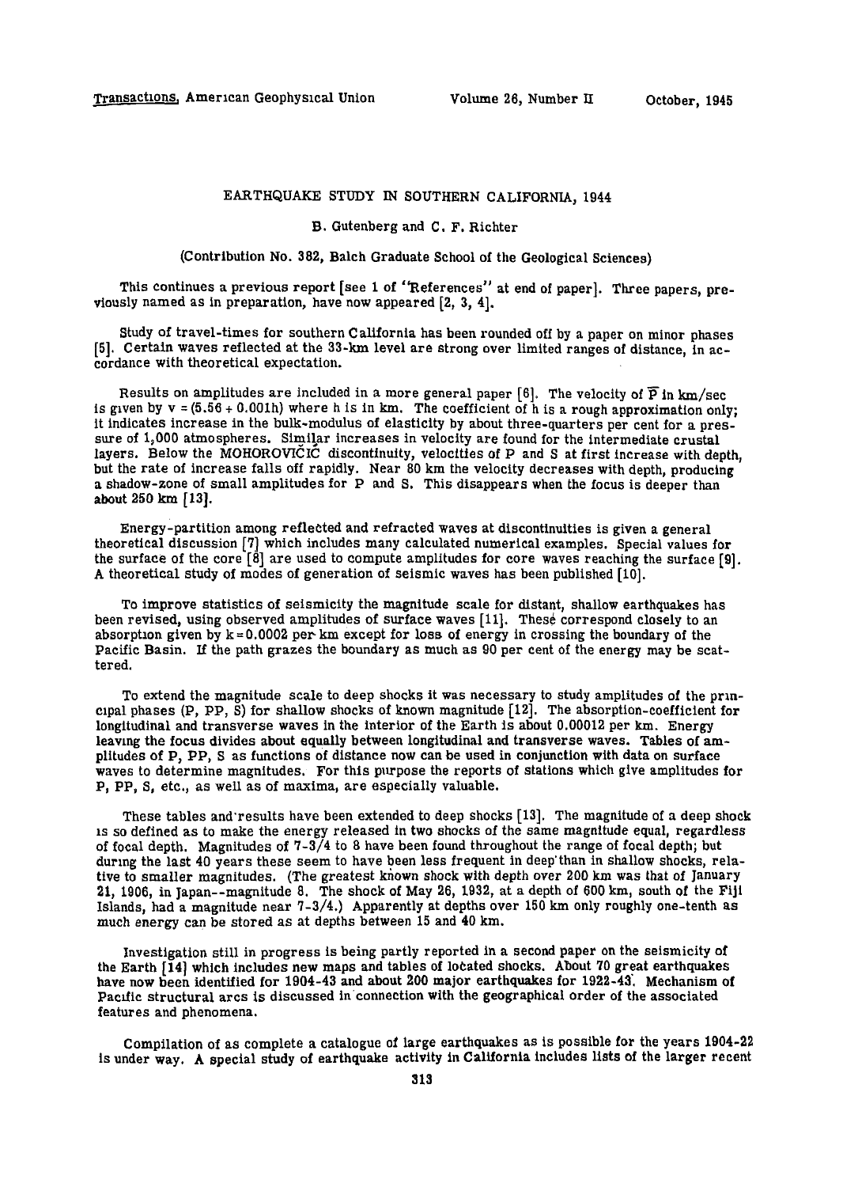# EARTHQUAKE STUDY IN SOUTHERN CALIFORNIA, 1944

B. Gutenberg and C. F. Richter

(Contribution No. 382, Balch Graduate School of the Geological Sciences)

This continues a previous report [see 1 of "References" at end of paper]. Three papers, previously named as in preparation, have now appeared [2, 3, 4].

Study of travel-times for southern California has been rounded off by a paper on minor phases [5]. Certain waves reflected at the 33-km level are strong over limited ranges of distance, in accordance with theoretical expectation.

Results on amplitudes are included in a more general paper [6]. The velocity of $\overline{P}$ in km/sec is given by $v = (5.56 + 0.001h)$ where h is in km. The coefficient of h is a rough approximation only; it indicates increase in the bulk-modulus of elasticity by about three-quarters per cent for a pressure of 1,000 atmospheres. Similar increases in velocity are found for the intermediate crustal layers. Below the MOHOROVIČIĆ discontinuity, velocities of P and S at first increase with depth, but the rate of increase falls off rapidly. Near 80 km the velocity decreases with depth, producing a shadow-zone of small amplitudes for P and S. This disappears when the focus is deeper than about 250 km [13].

Energy-partition among reflected and refracted waves at discontinuities is given a general theoretical discussion [7] which includes many calculated numerical examples. Special values for the surface of the core [8] are used to compute amplitudes for core waves reaching the surface [9]. A theoretical study of modes of generation of seismic waves has been published [10].

To improve statistics of seismicity the magnitude scale for distant, shallow earthquakes has been revised, using observed amplitudes of surface waves [11]. These correspond closely to an absorption given by $k = 0.0002$ per km except for loss of energy in crossing the boundary of the Pacific Basin. If the path grazes the boundary as much as 90 per cent of the energy may be scattered.

To extend the magnitude scale to deep shocks it was necessary to study amplitudes of the principal phases (P, PP, S) for shallow shocks of known magnitude [12]. The absorption-coefficient for longitudinal and transverse waves in the interior of the Earth is about 0.00012 per km. Energy leaving the focus divides about equally between longitudinal and transverse waves. Tables of amplitudes of P, PP, S as functions of distance now can be used in conjunction with data on surface waves to determine magnitudes. For this purpose the reports of stations which give amplitudes for P, PP, S, etc., as well as of maxima, are especially valuable.

These tables and results have been extended to deep shocks [13]. The magnitude of a deep shock is so defined as to make the energy released in two shocks of the same magnitude equal, regardless of focal depth. Magnitudes of 7-3/4 to 8 have been found throughout the range of focal depth; but during the last 40 years these seem to have been less frequent in deep than in shallow shocks, relative to smaller magnitudes. (The greatest known shock with depth over 200 km was that of January 21, 1906, in Japan--magnitude 8. The shock of May 26, 1932, at a depth of 600 km, south of the Fiji Islands, had a magnitude near 7-3/4.) Apparently at depths over 150 km only roughly one-tenth as much energy can be stored as at depths between 15 and 40 km.

Investigation still in progress is being partly reported in a second paper on the seismicity of the Earth [14] which includes new maps and tables of located shocks. About 70 great earthquakes have now been identified for 1904-43 and about 200 major earthquakes for 1922-43. Mechanism of Pacific structural arcs is discussed in connection with the geographical order of the associated features and phenomena.

Compilation of as complete a catalogue of large earthquakes as is possible for the years 1904-22 is under way. A special study of earthquake activity in California includes lists of the larger recent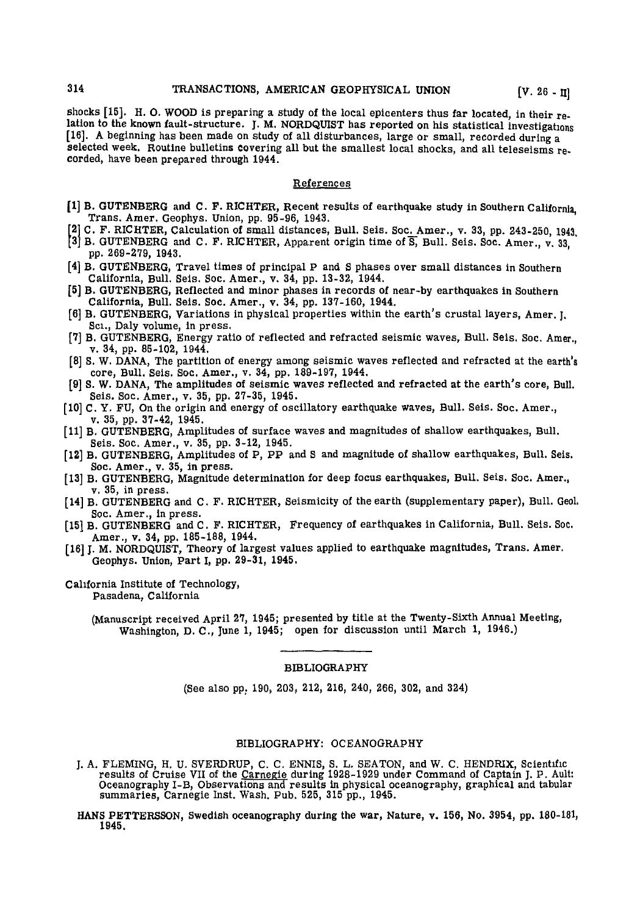shocks [15]. H. O. WOOD is preparing a study of the local epicenters thus far located, in their relation to the known fault-structure. J. M. NORDQUIST has reported on his statistical investigations [16]. A beginning has been made on study of all disturbances, large or small, recorded during a selected week. Routine bulletins covering all but the smallest local shocks, and all teleseisms recorded, have been prepared through 1944.

## References

[1] B. GUTENBERG and C. F. RICHTER, Recent results of earthquake study in Southern California, Trans. Amer. Geophys. Union, pp. 95-96, 1943.

[2] C. F. RICHTER, Calculation of small distances, Bull. Seis. Soc. Amer., v. 33, pp. 243-250, 1943.

[3] B. GUTENBERG and C. F. RICHTER, Apparent origin time of $\overline{S}$, Bull. Seis. Soc. Amer., v. 33, pp. 269-279, 1943.

[4] B. GUTENBERG, Travel times of principal P and S phases over small distances in Southern California, Bull. Seis. Soc. Amer., v. 34, pp. 13-32, 1944.

[5] B. GUTENBERG, Reflected and minor phases in records of near-by earthquakes in Southern California, Bull. Seis. Soc. Amer., v. 34, pp. 137-160, 1944.

[6] B. GUTENBERG, Variations in physical properties within the earth's crustal layers, Amer. J. Sci., Daly volume, in press.

[7] B. GUTENBERG, Energy ratio of reflected and refracted seismic waves, Bull. Seis. Soc. Amer., v. 34, pp. 85-102, 1944.

[8] S. W. DANA, The partition of energy among seismic waves reflected and refracted at the earth's core, Bull. Seis. Soc. Amer., v. 34, pp. 189-197, 1944.

[9] S. W. DANA, The amplitudes of seismic waves reflected and refracted at the earth's core, Bull. Seis. Soc. Amer., v. 35, pp. 27-35, 1945.

[10] C. Y. FU, On the origin and energy of oscillatory earthquake waves, Bull. Seis. Soc. Amer., v. 35, pp. 37-42, 1945.

[11] B. GUTENBERG, Amplitudes of surface waves and magnitudes of shallow earthquakes, Bull. Seis. Soc. Amer., v. 35, pp. 3-12, 1945.

[12] B. GUTENBERG, Amplitudes of P, PP and S and magnitude of shallow earthquakes, Bull. Seis. Soc. Amer., v. 35, in press.

[13] B. GUTENBERG, Magnitude determination for deep focus earthquakes, Bull. Seis. Soc. Amer., v. 35, in press.

[14] B. GUTENBERG and C. F. RICHTER, Seismicity of the earth (supplementary paper), Bull. Geol. Soc. Amer., in press.

[15] B. GUTENBERG and C. F. RICHTER, Frequency of earthquakes in California, Bull. Seis. Soc. Amer., v. 34, pp. 185-188, 1944.

[16] J. M. NORDQUIST, Theory of largest values applied to earthquake magnitudes, Trans. Amer. Geophys. Union, Part I, pp. 29-31, 1945.

California Institute of Technology,
Pasadena, California

(Manuscript received April 27, 1945; presented by title at the Twenty-Sixth Annual Meeting, Washington, D. C., June 1, 1945; open for discussion until March 1, 1946.)

---

# BIBLIOGRAPHY

(See also pp. 190, 203, 212, 216, 240, 266, 302, and 324)

## BIBLIOGRAPHY: OCEANOGRAPHY

J. A. FLEMING, H. U. SVERDRUP, C. C. ENNIS, S. L. SEATON, and W. C. HENDRIX, Scientific results of Cruise VII of the Carnegie during 1928-1929 under Command of Captain J. P. Ault: Oceanography I-B, Observations and results in physical oceanography, graphical and tabular summaries, Carnegie Inst. Wash. Pub. 525, 315 pp., 1945.

HANS PETTERSSON, Swedish oceanography during the war, Nature, v. 156, No. 3954, pp. 180-181, 1945.